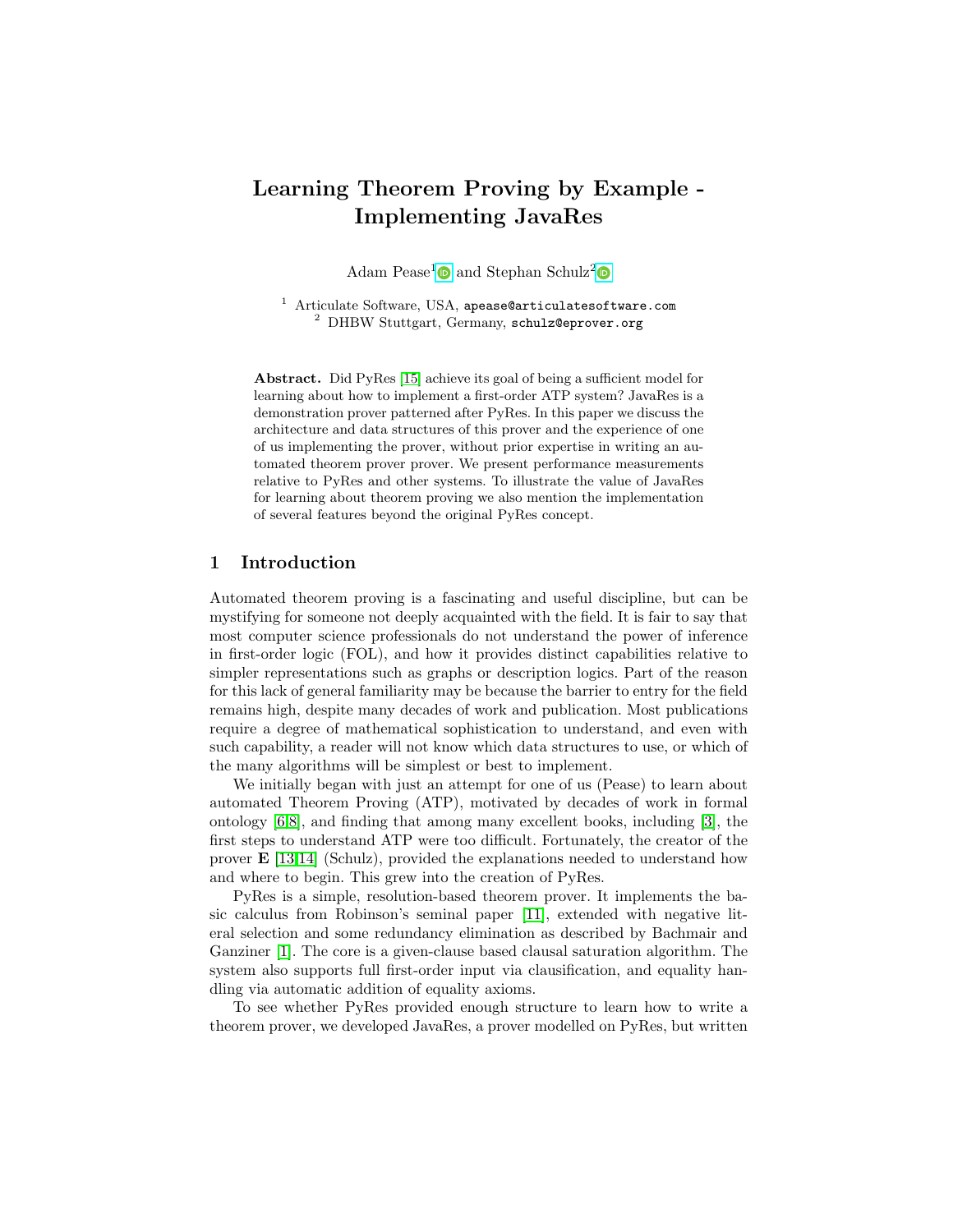# Learning Theorem Proving by Example - Implementing JavaRes

Adam Pease[1] and Stephan Schulz[2]

[1] Articulate Software, USA, apease@articulatesoftware.com
[2] DHBW Stuttgart, Germany, schulz@eprover.org

**Abstract.** Did PyRes [15] achieve its goal of being a sufficient model for learning about how to implement a first-order ATP system? JavaRes is a demonstration prover patterned after PyRes. In this paper we discuss the architecture and data structures of this prover and the experience of one of us implementing the prover, without prior expertise in writing an automated theorem prover prover. We present performance measurements relative to PyRes and other systems. To illustrate the value of JavaRes for learning about theorem proving we also mention the implementation of several features beyond the original PyRes concept.

## 1 Introduction

Automated theorem proving is a fascinating and useful discipline, but can be mystifying for someone not deeply acquainted with the field. It is fair to say that most computer science professionals do not understand the power of inference in first-order logic (FOL), and how it provides distinct capabilities relative to simpler representations such as graphs or description logics. Part of the reason for this lack of general familiarity may be because the barrier to entry for the field remains high, despite many decades of work and publication. Most publications require a degree of mathematical sophistication to understand, and even with such capability, a reader will not know which data structures to use, or which of the many algorithms will be simplest or best to implement.

We initially began with just an attempt for one of us (Pease) to learn about automated Theorem Proving (ATP), motivated by decades of work in formal ontology [6,8], and finding that among many excellent books, including [3], the first steps to understand ATP were too difficult. Fortunately, the creator of the prover **E** [13,14] (Schulz), provided the explanations needed to understand how and where to begin. This grew into the creation of PyRes.

PyRes is a simple, resolution-based theorem prover. It implements the basic calculus from Robinson's seminal paper [11], extended with negative literal selection and some redundancy elimination as described by Bachmair and Ganziner [1]. The core is a given-clause based clausal saturation algorithm. The system also supports full first-order input via clausification, and equality handling via automatic addition of equality axioms.

To see whether PyRes provided enough structure to learn how to write a theorem prover, we developed JavaRes, a prover modelled on PyRes, but written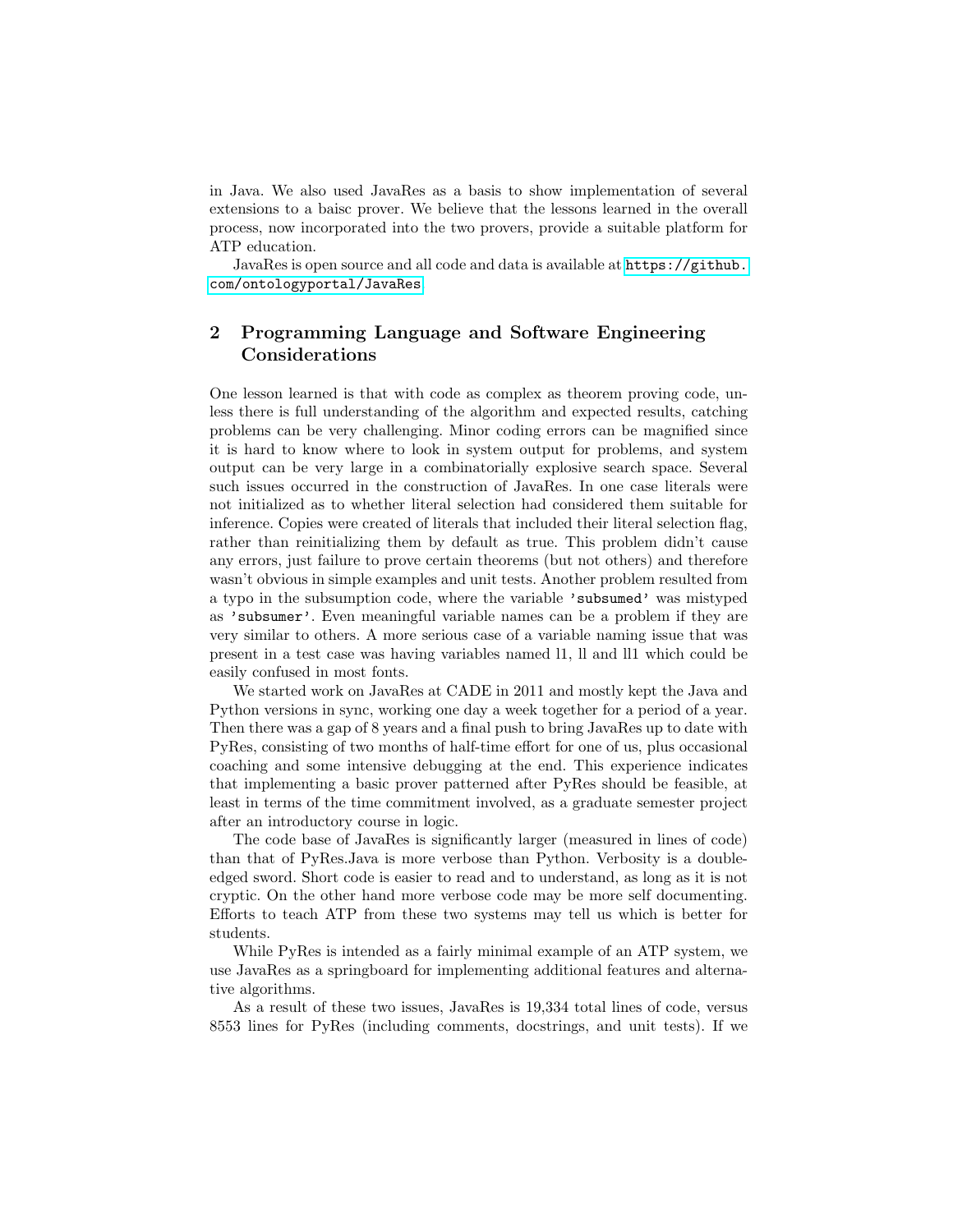in Java. We also used JavaRes as a basis to show implementation of several extensions to a baisc prover. We believe that the lessons learned in the overall process, now incorporated into the two provers, provide a suitable platform for ATP education.

JavaRes is open source and all code and data is available at https://github.com/ontologyportal/JavaRes

## 2 Programming Language and Software Engineering Considerations

One lesson learned is that with code as complex as theorem proving code, unless there is full understanding of the algorithm and expected results, catching problems can be very challenging. Minor coding errors can be magnified since it is hard to know where to look in system output for problems, and system output can be very large in a combinatorially explosive search space. Several such issues occurred in the construction of JavaRes. In one case literals were not initialized as to whether literal selection had considered them suitable for inference. Copies were created of literals that included their literal selection flag, rather than reinitializing them by default as true. This problem didn't cause any errors, just failure to prove certain theorems (but not others) and therefore wasn't obvious in simple examples and unit tests. Another problem resulted from a typo in the subsumption code, where the variable `'subsumed'` was mistyped as `'subsumer'`. Even meaningful variable names can be a problem if they are very similar to others. A more serious case of a variable naming issue that was present in a test case was having variables named l1, ll and ll1 which could be easily confused in most fonts.

We started work on JavaRes at CADE in 2011 and mostly kept the Java and Python versions in sync, working one day a week together for a period of a year. Then there was a gap of 8 years and a final push to bring JavaRes up to date with PyRes, consisting of two months of half-time effort for one of us, plus occasional coaching and some intensive debugging at the end. This experience indicates that implementing a basic prover patterned after PyRes should be feasible, at least in terms of the time commitment involved, as a graduate semester project after an introductory course in logic.

The code base of JavaRes is significantly larger (measured in lines of code) than that of PyRes.Java is more verbose than Python. Verbosity is a double-edged sword. Short code is easier to read and to understand, as long as it is not cryptic. On the other hand more verbose code may be more self documenting. Efforts to teach ATP from these two systems may tell us which is better for students.

While PyRes is intended as a fairly minimal example of an ATP system, we use JavaRes as a springboard for implementing additional features and alternative algorithms.

As a result of these two issues, JavaRes is 19,334 total lines of code, versus 8553 lines for PyRes (including comments, docstrings, and unit tests). If we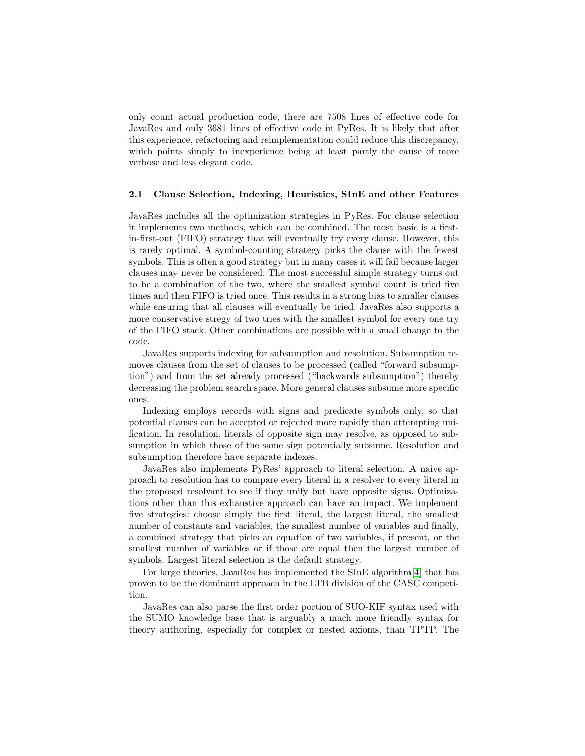only count actual production code, there are 7508 lines of effective code for JavaRes and only 3681 lines of effective code in PyRes. It is likely that after this experience, refactoring and reimplementation could reduce this discrepancy, which points simply to inexperience being at least partly the cause of more verbose and less elegant code.

### 2.1 Clause Selection, Indexing, Heuristics, SInE and other Features

JavaRes includes all the optimization strategies in PyRes. For clause selection it implements two methods, which can be combined. The most basic is a first-in-first-out (FIFO) strategy that will eventually try every clause. However, this is rarely optimal. A symbol-counting strategy picks the clause with the fewest symbols. This is often a good strategy but in many cases it will fail because larger clauses may never be considered. The most successful simple strategy turns out to be a combination of the two, where the smallest symbol count is tried five times and then FIFO is tried once. This results in a strong bias to smaller clauses while ensuring that all clauses will eventually be tried. JavaRes also supports a more conservative stregy of two tries with the smallest symbol for every one try of the FIFO stack. Other combinations are possible with a small change to the code.

JavaRes supports indexing for subsumption and resolution. Subsumption removes clauses from the set of clauses to be processed (called "forward subsumption") and from the set already processed ("backwards subsumption") thereby decreasing the problem search space. More general clauses subsume more specific ones.

Indexing employs records with signs and predicate symbols only, so that potential clauses can be accepted or rejected more rapidly than attempting unification. In resolution, literals of opposite sign may resolve, as opposed to subsumption in which those of the same sign potentially subsume. Resolution and subsumption therefore have separate indexes.

JavaRes also implements PyRes' approach to literal selection. A naive approach to resolution has to compare every literal in a resolver to every literal in the proposed resolvant to see if they unify but have opposite signs. Optimizations other than this exhaustive approach can have an impact. We implement five strategies: choose simply the first literal, the largest literal, the smallest number of constants and variables, the smallest number of variables and finally, a combined strategy that picks an equation of two variables, if present, or the smallest number of variables or if those are equal then the largest number of symbols. Largest literal selection is the default strategy.

For large theories, JavaRes has implemented the SInE algorithm[4] that has proven to be the dominant approach in the LTB division of the CASC competition.

JavaRes can also parse the first order portion of SUO-KIF syntax used with the SUMO knowledge base that is arguably a much more friendly syntax for theory authoring, especially for complex or nested axioms, than TPTP. The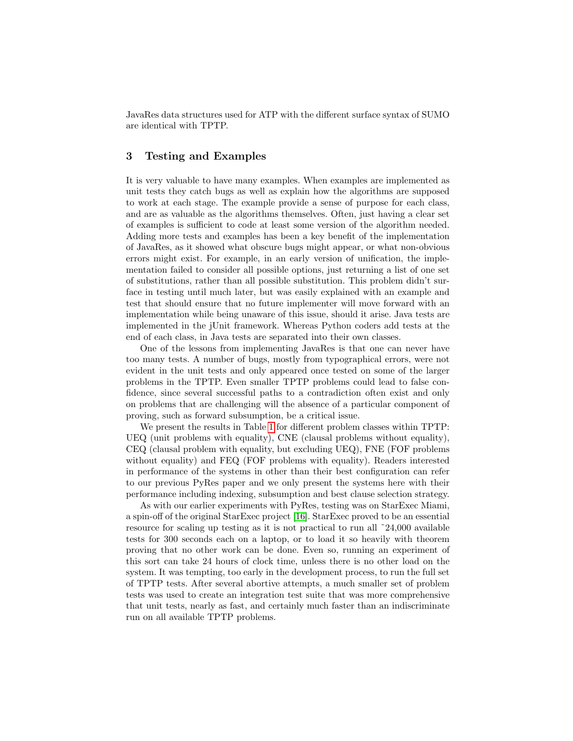JavaRes data structures used for ATP with the different surface syntax of SUMO are identical with TPTP.

## 3 Testing and Examples

It is very valuable to have many examples. When examples are implemented as unit tests they catch bugs as well as explain how the algorithms are supposed to work at each stage. The example provide a sense of purpose for each class, and are as valuable as the algorithms themselves. Often, just having a clear set of examples is sufficient to code at least some version of the algorithm needed. Adding more tests and examples has been a key benefit of the implementation of JavaRes, as it showed what obscure bugs might appear, or what non-obvious errors might exist. For example, in an early version of unification, the implementation failed to consider all possible options, just returning a list of one set of substitutions, rather than all possible substitution. This problem didn't surface in testing until much later, but was easily explained with an example and test that should ensure that no future implementer will move forward with an implementation while being unaware of this issue, should it arise. Java tests are implemented in the jUnit framework. Whereas Python coders add tests at the end of each class, in Java tests are separated into their own classes.

One of the lessons from implementing JavaRes is that one can never have too many tests. A number of bugs, mostly from typographical errors, were not evident in the unit tests and only appeared once tested on some of the larger problems in the TPTP. Even smaller TPTP problems could lead to false confidence, since several successful paths to a contradiction often exist and only on problems that are challenging will the absence of a particular component of proving, such as forward subsumption, be a critical issue.

We present the results in Table 1 for different problem classes within TPTP: UEQ (unit problems with equality), CNE (clausal problems without equality), CEQ (clausal problem with equality, but excluding UEQ), FNE (FOF problems without equality) and FEQ (FOF problems with equality). Readers interested in performance of the systems in other than their best configuration can refer to our previous PyRes paper and we only present the systems here with their performance including indexing, subsumption and best clause selection strategy.

As with our earlier experiments with PyRes, testing was on StarExec Miami, a spin-off of the original StarExec project [16]. StarExec proved to be an essential resource for scaling up testing as it is not practical to run all ~24,000 available tests for 300 seconds each on a laptop, or to load it so heavily with theorem proving that no other work can be done. Even so, running an experiment of this sort can take 24 hours of clock time, unless there is no other load on the system. It was tempting, too early in the development process, to run the full set of TPTP tests. After several abortive attempts, a much smaller set of problem tests was used to create an integration test suite that was more comprehensive that unit tests, nearly as fast, and certainly much faster than an indiscriminate run on all available TPTP problems.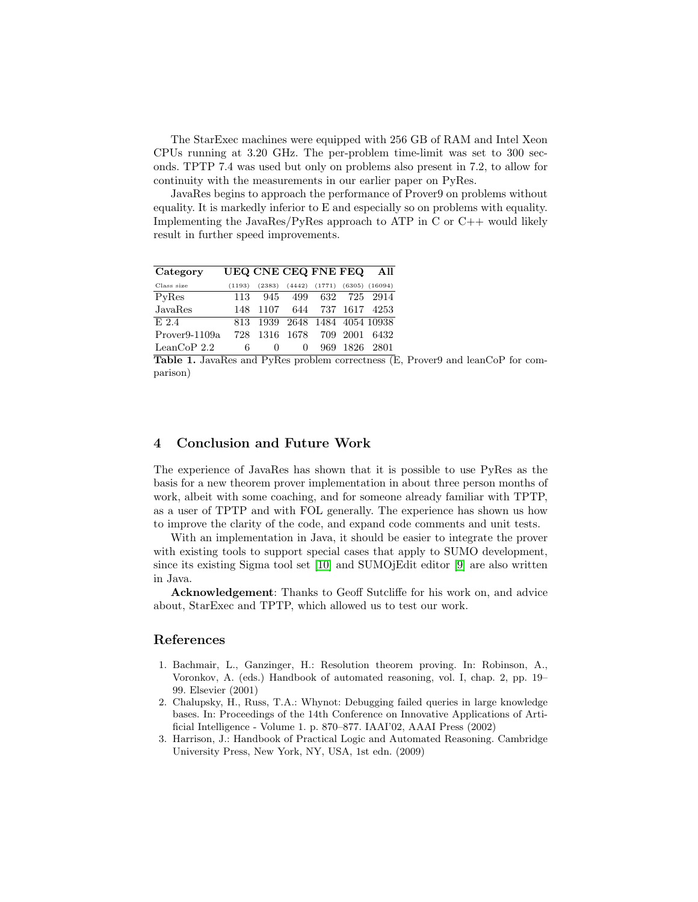The StarExec machines were equipped with 256 GB of RAM and Intel Xeon CPUs running at 3.20 GHz. The per-problem time-limit was set to 300 seconds. TPTP 7.4 was used but only on problems also present in 7.2, to allow for continuity with the measurements in our earlier paper on PyRes.

JavaRes begins to approach the performance of Prover9 on problems without equality. It is markedly inferior to E and especially so on problems with equality. Implementing the JavaRes/PyRes approach to ATP in C or C++ would likely result in further speed improvements.

| Category | UEQ | CNE | CEQ | FNE | FEQ | All |
|---|---|---|---|---|---|---|
| Class size | (1193) | (2383) | (4442) | (1771) | (6305) | (16094) |
| PyRes | 113 | 945 | 499 | 632 | 725 | 2914 |
| JavaRes | 148 | 1107 | 644 | 737 | 1617 | 4253 |
| E 2.4 | 813 | 1939 | 2648 | 1484 | 4054 | 10938 |
| Prover9-1109a | 728 | 1316 | 1678 | 709 | 2001 | 6432 |
| LeanCoP 2.2 | 6 | 0 | 0 | 969 | 1826 | 2801 |

**Table 1.** JavaRes and PyRes problem correctness (E, Prover9 and leanCoP for comparison)

## 4 Conclusion and Future Work

The experience of JavaRes has shown that it is possible to use PyRes as the basis for a new theorem prover implementation in about three person months of work, albeit with some coaching, and for someone already familiar with TPTP, as a user of TPTP and with FOL generally. The experience has shown us how to improve the clarity of the code, and expand code comments and unit tests.

With an implementation in Java, it should be easier to integrate the prover with existing tools to support special cases that apply to SUMO development, since its existing Sigma tool set [10] and SUMOjEdit editor [9] are also written in Java.

**Acknowledgement**: Thanks to Geoff Sutcliffe for his work on, and advice about, StarExec and TPTP, which allowed us to test our work.

## References

1. Bachmair, L., Ganzinger, H.: Resolution theorem proving. In: Robinson, A., Voronkov, A. (eds.) Handbook of automated reasoning, vol. I, chap. 2, pp. 19–99. Elsevier (2001)
2. Chalupsky, H., Russ, T.A.: Whynot: Debugging failed queries in large knowledge bases. In: Proceedings of the 14th Conference on Innovative Applications of Artificial Intelligence - Volume 1. p. 870–877. IAAI'02, AAAI Press (2002)
3. Harrison, J.: Handbook of Practical Logic and Automated Reasoning. Cambridge University Press, New York, NY, USA, 1st edn. (2009)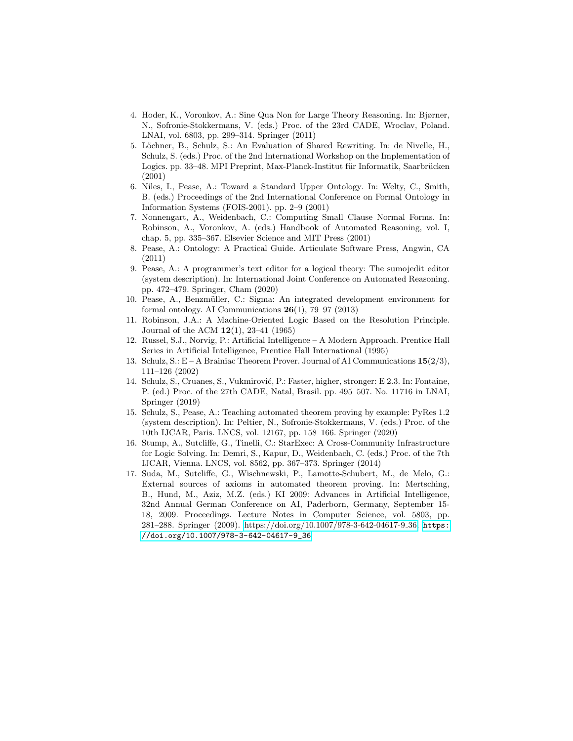4. Hoder, K., Voronkov, A.: Sine Qua Non for Large Theory Reasoning. In: Bjørner, N., Sofronie-Stokkermans, V. (eds.) Proc. of the 23rd CADE, Wroclav, Poland. LNAI, vol. 6803, pp. 299–314. Springer (2011)
5. Löchner, B., Schulz, S.: An Evaluation of Shared Rewriting. In: de Nivelle, H., Schulz, S. (eds.) Proc. of the 2nd International Workshop on the Implementation of Logics. pp. 33–48. MPI Preprint, Max-Planck-Institut für Informatik, Saarbrücken (2001)
6. Niles, I., Pease, A.: Toward a Standard Upper Ontology. In: Welty, C., Smith, B. (eds.) Proceedings of the 2nd International Conference on Formal Ontology in Information Systems (FOIS-2001). pp. 2–9 (2001)
7. Nonnengart, A., Weidenbach, C.: Computing Small Clause Normal Forms. In: Robinson, A., Voronkov, A. (eds.) Handbook of Automated Reasoning, vol. I, chap. 5, pp. 335–367. Elsevier Science and MIT Press (2001)
8. Pease, A.: Ontology: A Practical Guide. Articulate Software Press, Angwin, CA (2011)
9. Pease, A.: A programmer's text editor for a logical theory: The sumojedit editor (system description). In: International Joint Conference on Automated Reasoning. pp. 472–479. Springer, Cham (2020)
10. Pease, A., Benzmüller, C.: Sigma: An integrated development environment for formal ontology. AI Communications **26**(1), 79–97 (2013)
11. Robinson, J.A.: A Machine-Oriented Logic Based on the Resolution Principle. Journal of the ACM **12**(1), 23–41 (1965)
12. Russel, S.J., Norvig, P.: Artificial Intelligence – A Modern Approach. Prentice Hall Series in Artificial Intelligence, Prentice Hall International (1995)
13. Schulz, S.: E – A Brainiac Theorem Prover. Journal of AI Communications **15**(2/3), 111–126 (2002)
14. Schulz, S., Cruanes, S., Vukmirović, P.: Faster, higher, stronger: E 2.3. In: Fontaine, P. (ed.) Proc. of the 27th CADE, Natal, Brasil. pp. 495–507. No. 11716 in LNAI, Springer (2019)
15. Schulz, S., Pease, A.: Teaching automated theorem proving by example: PyRes 1.2 (system description). In: Peltier, N., Sofronie-Stokkermans, V. (eds.) Proc. of the 10th IJCAR, Paris. LNCS, vol. 12167, pp. 158–166. Springer (2020)
16. Stump, A., Sutcliffe, G., Tinelli, C.: StarExec: A Cross-Community Infrastructure for Logic Solving. In: Demri, S., Kapur, D., Weidenbach, C. (eds.) Proc. of the 7th IJCAR, Vienna. LNCS, vol. 8562, pp. 367–373. Springer (2014)
17. Suda, M., Sutcliffe, G., Wischnewski, P., Lamotte-Schubert, M., de Melo, G.: External sources of axioms in automated theorem proving. In: Mertsching, B., Hund, M., Aziz, M.Z. (eds.) KI 2009: Advances in Artificial Intelligence, 32nd Annual German Conference on AI, Paderborn, Germany, September 15-18, 2009. Proceedings. Lecture Notes in Computer Science, vol. 5803, pp. 281–288. Springer (2009). https://doi.org/10.1007/978-3-642-04617-9_36, https://doi.org/10.1007/978-3-642-04617-9_36